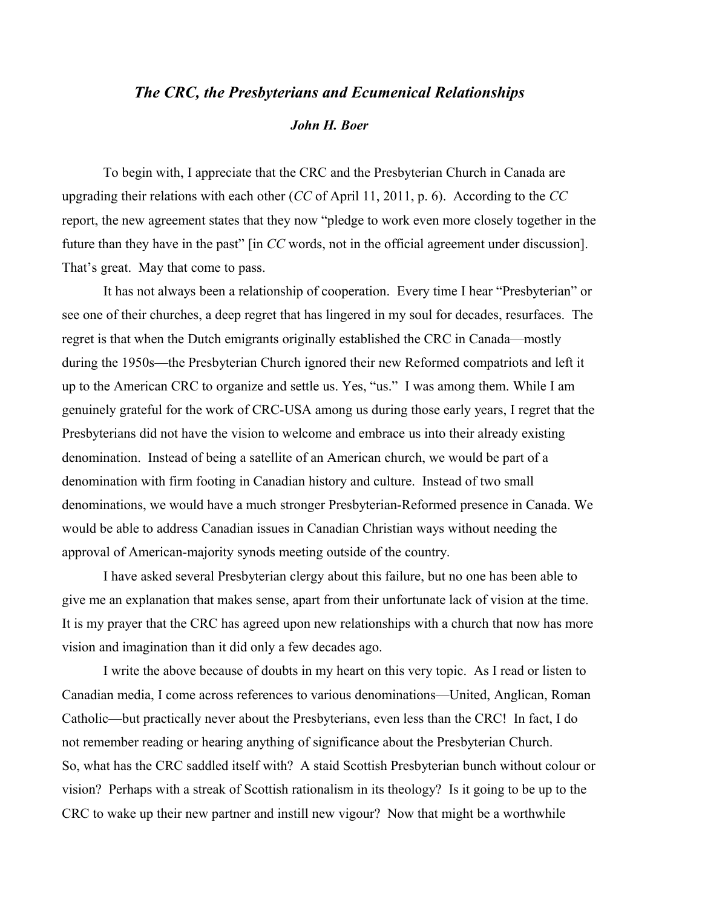# *The CRC, the Presbyterians and Ecumenical Relationships*

***John H. Boer***

To begin with, I appreciate that the CRC and the Presbyterian Church in Canada are upgrading their relations with each other (*CC* of April 11, 2011, p. 6). According to the *CC* report, the new agreement states that they now "pledge to work even more closely together in the future than they have in the past" [in *CC* words, not in the official agreement under discussion]. That's great. May that come to pass.

It has not always been a relationship of cooperation. Every time I hear "Presbyterian" or see one of their churches, a deep regret that has lingered in my soul for decades, resurfaces. The regret is that when the Dutch emigrants originally established the CRC in Canada—mostly during the 1950s—the Presbyterian Church ignored their new Reformed compatriots and left it up to the American CRC to organize and settle us. Yes, "us." I was among them. While I am genuinely grateful for the work of CRC-USA among us during those early years, I regret that the Presbyterians did not have the vision to welcome and embrace us into their already existing denomination. Instead of being a satellite of an American church, we would be part of a denomination with firm footing in Canadian history and culture. Instead of two small denominations, we would have a much stronger Presbyterian-Reformed presence in Canada. We would be able to address Canadian issues in Canadian Christian ways without needing the approval of American-majority synods meeting outside of the country.

I have asked several Presbyterian clergy about this failure, but no one has been able to give me an explanation that makes sense, apart from their unfortunate lack of vision at the time. It is my prayer that the CRC has agreed upon new relationships with a church that now has more vision and imagination than it did only a few decades ago.

I write the above because of doubts in my heart on this very topic. As I read or listen to Canadian media, I come across references to various denominations—United, Anglican, Roman Catholic—but practically never about the Presbyterians, even less than the CRC! In fact, I do not remember reading or hearing anything of significance about the Presbyterian Church. So, what has the CRC saddled itself with? A staid Scottish Presbyterian bunch without colour or vision? Perhaps with a streak of Scottish rationalism in its theology? Is it going to be up to the CRC to wake up their new partner and instill new vigour? Now that might be a worthwhile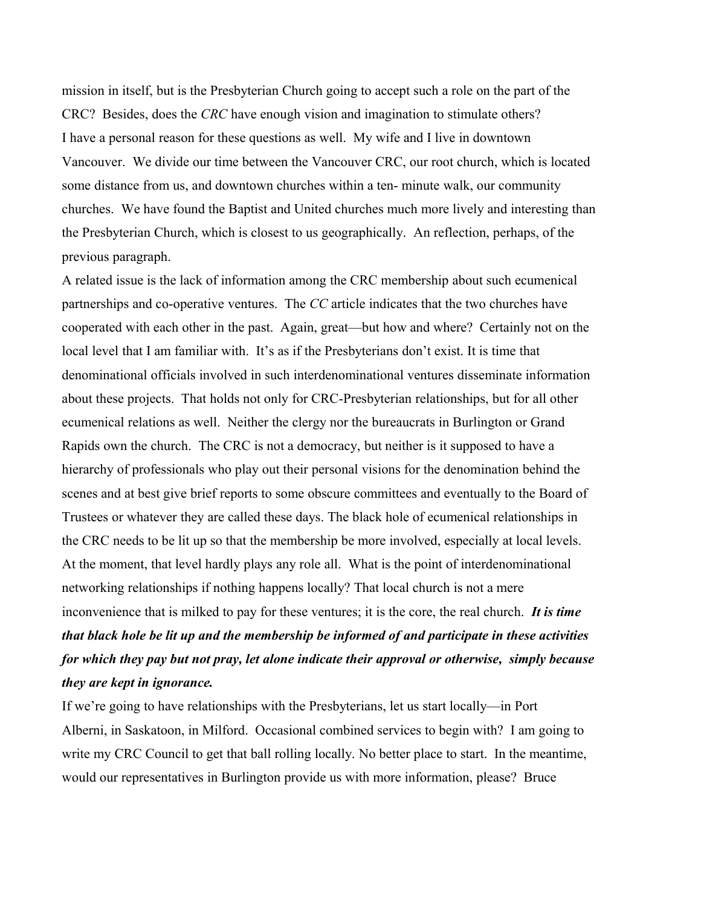mission in itself, but is the Presbyterian Church going to accept such a role on the part of the CRC? Besides, does the *CRC* have enough vision and imagination to stimulate others?

I have a personal reason for these questions as well. My wife and I live in downtown Vancouver. We divide our time between the Vancouver CRC, our root church, which is located some distance from us, and downtown churches within a ten- minute walk, our community churches. We have found the Baptist and United churches much more lively and interesting than the Presbyterian Church, which is closest to us geographically. An reflection, perhaps, of the previous paragraph.

A related issue is the lack of information among the CRC membership about such ecumenical partnerships and co-operative ventures. The *CC* article indicates that the two churches have cooperated with each other in the past. Again, great—but how and where? Certainly not on the local level that I am familiar with. It's as if the Presbyterians don't exist. It is time that denominational officials involved in such interdenominational ventures disseminate information about these projects. That holds not only for CRC-Presbyterian relationships, but for all other ecumenical relations as well. Neither the clergy nor the bureaucrats in Burlington or Grand Rapids own the church. The CRC is not a democracy, but neither is it supposed to have a hierarchy of professionals who play out their personal visions for the denomination behind the scenes and at best give brief reports to some obscure committees and eventually to the Board of Trustees or whatever they are called these days. The black hole of ecumenical relationships in the CRC needs to be lit up so that the membership be more involved, especially at local levels. At the moment, that level hardly plays any role all. What is the point of interdenominational networking relationships if nothing happens locally? That local church is not a mere inconvenience that is milked to pay for these ventures; it is the core, the real church. ***It is time that black hole be lit up and the membership be informed of and participate in these activities for which they pay but not pray, let alone indicate their approval or otherwise, simply because they are kept in ignorance.***

If we're going to have relationships with the Presbyterians, let us start locally—in Port Alberni, in Saskatoon, in Milford. Occasional combined services to begin with? I am going to write my CRC Council to get that ball rolling locally. No better place to start. In the meantime, would our representatives in Burlington provide us with more information, please? Bruce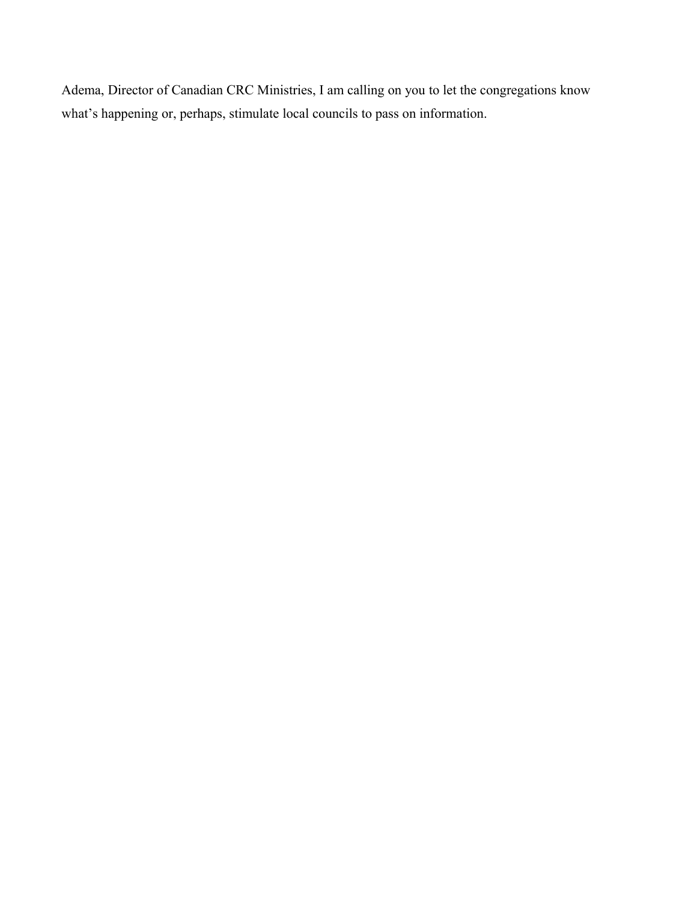Adema, Director of Canadian CRC Ministries, I am calling on you to let the congregations know what's happening or, perhaps, stimulate local councils to pass on information.